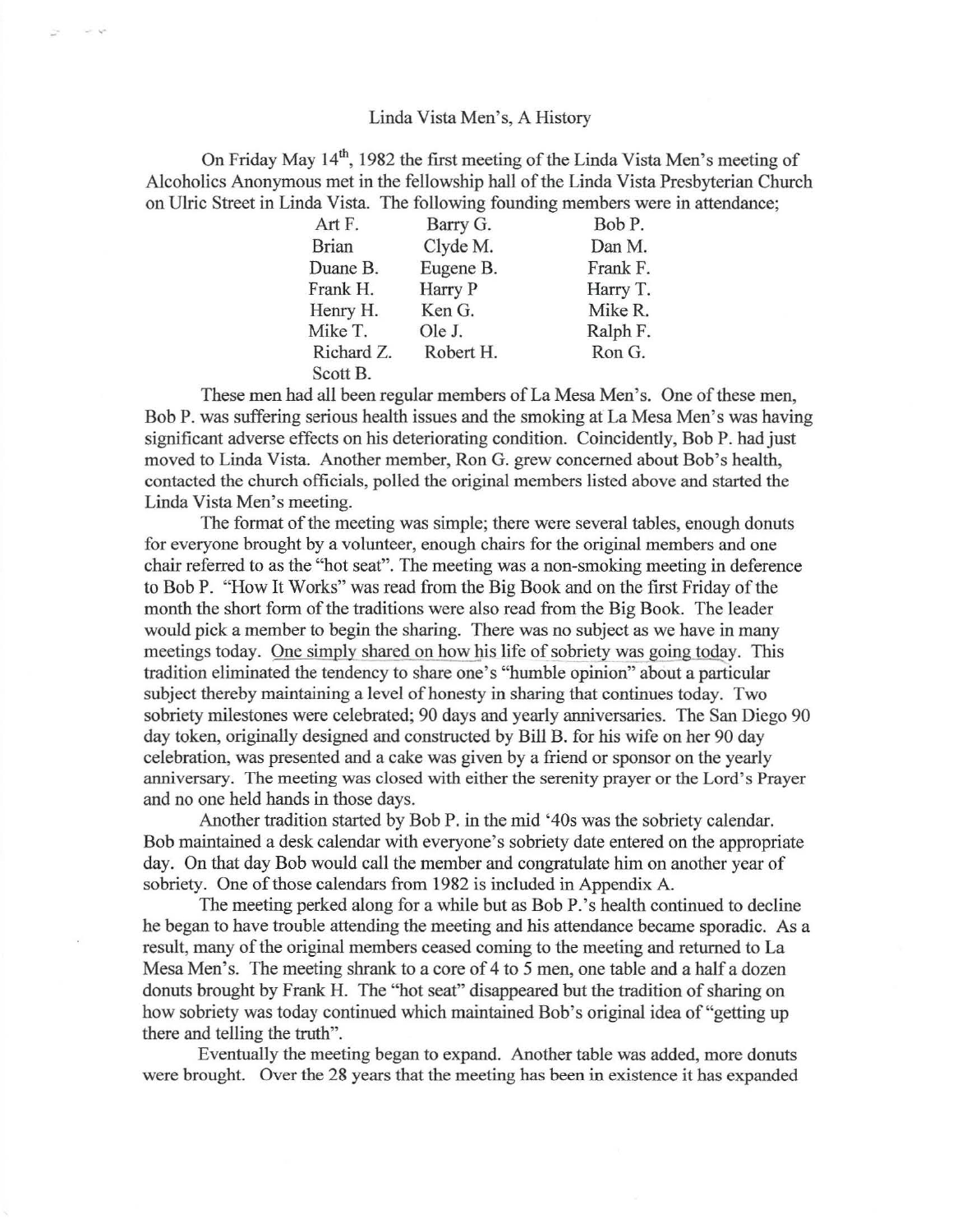# Linda Vista Men's, A History

On Friday May 14th, 1982 the first meeting of the Linda Vista Men's meeting of Alcoholics Anonymous met in the fellowship hall of the Linda Vista Presbyterian Church on Ulric Street in Linda Vista. The following founding members were in attendance;

| | | |
|---|---|---|
| Art F. | Barry G. | Bob P. |
| Brian | Clyde M. | Dan M. |
| Duane B. | Eugene B. | Frank F. |
| Frank H. | Harry P | Harry T. |
| Henry H. | Ken G. | Mike R. |
| Mike T. | Ole J. | Ralph F. |
| Richard Z. | Robert H. | Ron G. |
| Scott B. | | |

These men had all been regular members of La Mesa Men's. One of these men, Bob P. was suffering serious health issues and the smoking at La Mesa Men's was having significant adverse effects on his deteriorating condition. Coincidently, Bob P. had just moved to Linda Vista. Another member, Ron G. grew concerned about Bob's health, contacted the church officials, polled the original members listed above and started the Linda Vista Men's meeting.

The format of the meeting was simple; there were several tables, enough donuts for everyone brought by a volunteer, enough chairs for the original members and one chair referred to as the "hot seat". The meeting was a non-smoking meeting in deference to Bob P. "How It Works" was read from the Big Book and on the first Friday of the month the short form of the traditions were also read from the Big Book. The leader would pick a member to begin the sharing. There was no subject as we have in many meetings today. One simply shared on how his life of sobriety was going today. This tradition eliminated the tendency to share one's "humble opinion" about a particular subject thereby maintaining a level of honesty in sharing that continues today. Two sobriety milestones were celebrated; 90 days and yearly anniversaries. The San Diego 90 day token, originally designed and constructed by Bill B. for his wife on her 90 day celebration, was presented and a cake was given by a friend or sponsor on the yearly anniversary. The meeting was closed with either the serenity prayer or the Lord's Prayer and no one held hands in those days.

Another tradition started by Bob P. in the mid '40s was the sobriety calendar. Bob maintained a desk calendar with everyone's sobriety date entered on the appropriate day. On that day Bob would call the member and congratulate him on another year of sobriety. One of those calendars from 1982 is included in Appendix A.

The meeting perked along for a while but as Bob P.'s health continued to decline he began to have trouble attending the meeting and his attendance became sporadic. As a result, many of the original members ceased coming to the meeting and returned to La Mesa Men's. The meeting shrank to a core of 4 to 5 men, one table and a half a dozen donuts brought by Frank H. The "hot seat" disappeared but the tradition of sharing on how sobriety was today continued which maintained Bob's original idea of "getting up there and telling the truth".

Eventually the meeting began to expand. Another table was added, more donuts were brought. Over the 28 years that the meeting has been in existence it has expanded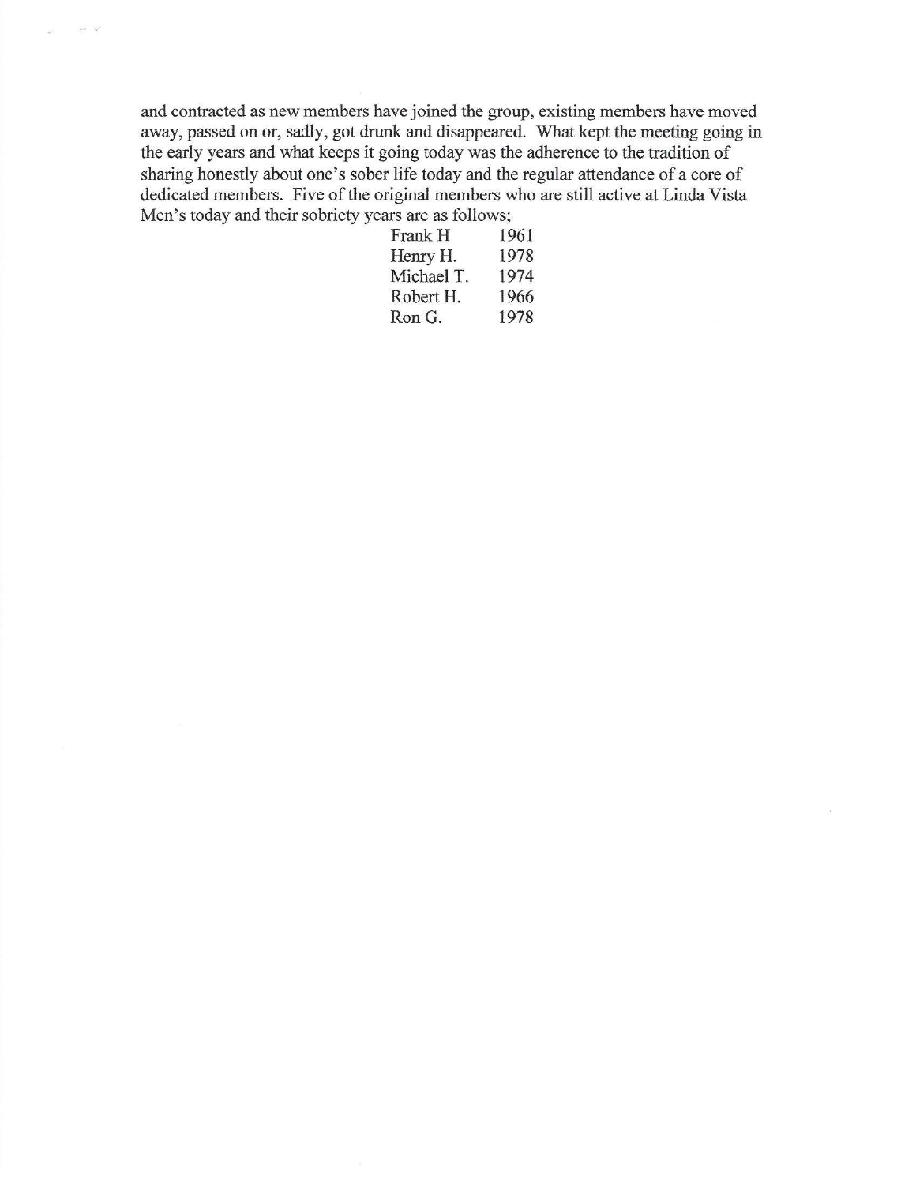and contracted as new members have joined the group, existing members have moved away, passed on or, sadly, got drunk and disappeared. What kept the meeting going in the early years and what keeps it going today was the adherence to the tradition of sharing honestly about one's sober life today and the regular attendance of a core of dedicated members. Five of the original members who are still active at Linda Vista Men's today and their sobriety years are as follows;

| | |
|---|---|
| Frank H | 1961 |
| Henry H. | 1978 |
| Michael T. | 1974 |
| Robert H. | 1966 |
| Ron G. | 1978 |